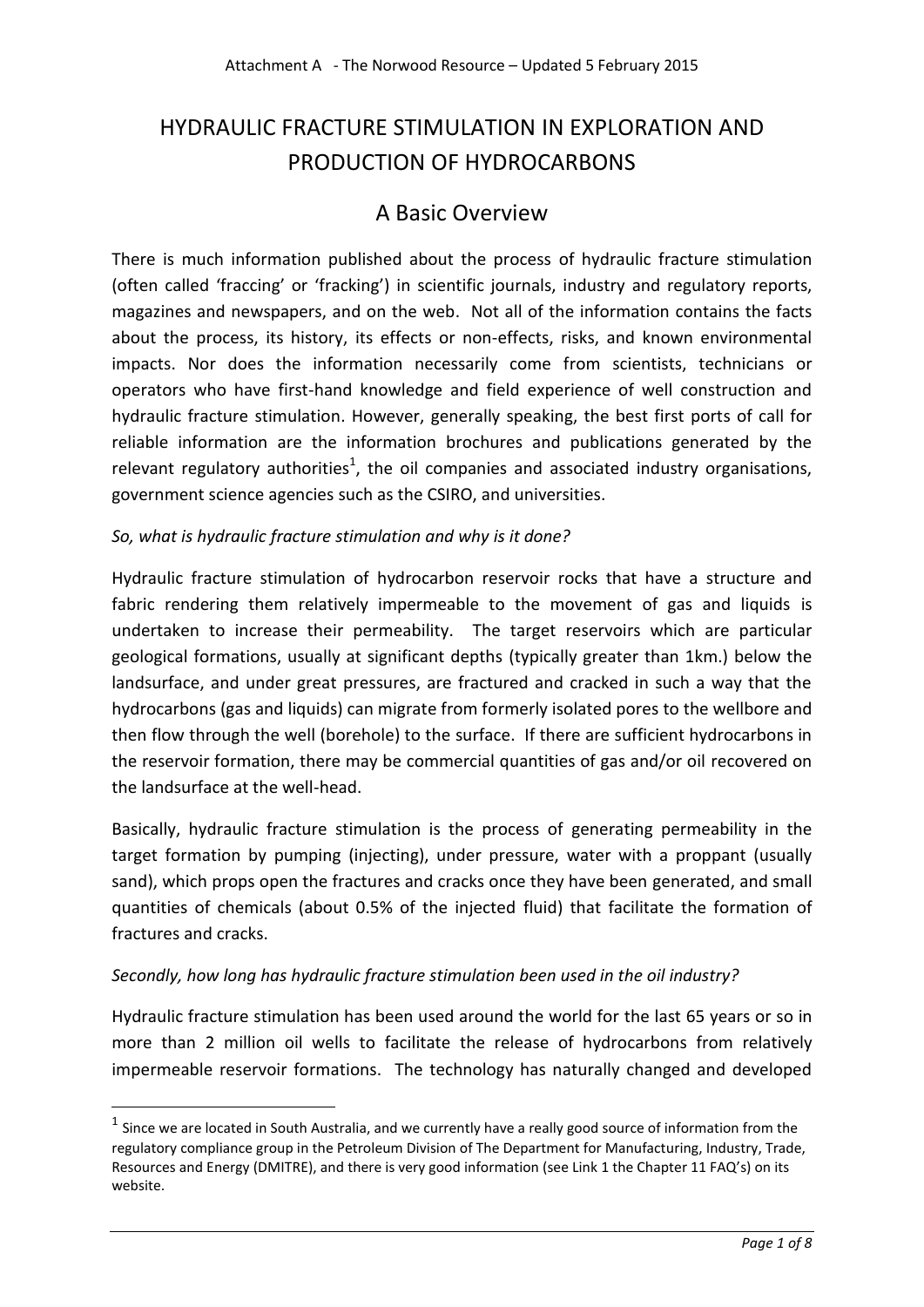# HYDRAULIC FRACTURE STIMULATION IN EXPLORATION AND PRODUCTION OF HYDROCARBONS

## A Basic Overview

There is much information published about the process of hydraulic fracture stimulation (often called 'fraccing' or 'fracking') in scientific journals, industry and regulatory reports, magazines and newspapers, and on the web. Not all of the information contains the facts about the process, its history, its effects or non-effects, risks, and known environmental impacts. Nor does the information necessarily come from scientists, technicians or operators who have first-hand knowledge and field experience of well construction and hydraulic fracture stimulation. However, generally speaking, the best first ports of call for reliable information are the information brochures and publications generated by the relevant regulatory authorities[1], the oil companies and associated industry organisations, government science agencies such as the CSIRO, and universities.

*So, what is hydraulic fracture stimulation and why is it done?*

Hydraulic fracture stimulation of hydrocarbon reservoir rocks that have a structure and fabric rendering them relatively impermeable to the movement of gas and liquids is undertaken to increase their permeability. The target reservoirs which are particular geological formations, usually at significant depths (typically greater than 1km.) below the landsurface, and under great pressures, are fractured and cracked in such a way that the hydrocarbons (gas and liquids) can migrate from formerly isolated pores to the wellbore and then flow through the well (borehole) to the surface. If there are sufficient hydrocarbons in the reservoir formation, there may be commercial quantities of gas and/or oil recovered on the landsurface at the well-head.

Basically, hydraulic fracture stimulation is the process of generating permeability in the target formation by pumping (injecting), under pressure, water with a proppant (usually sand), which props open the fractures and cracks once they have been generated, and small quantities of chemicals (about 0.5% of the injected fluid) that facilitate the formation of fractures and cracks.

*Secondly, how long has hydraulic fracture stimulation been used in the oil industry?*

Hydraulic fracture stimulation has been used around the world for the last 65 years or so in more than 2 million oil wells to facilitate the release of hydrocarbons from relatively impermeable reservoir formations. The technology has naturally changed and developed

---

[1] Since we are located in South Australia, and we currently have a really good source of information from the regulatory compliance group in the Petroleum Division of The Department for Manufacturing, Industry, Trade, Resources and Energy (DMITRE), and there is very good information (see Link 1 the Chapter 11 FAQ's) on its website.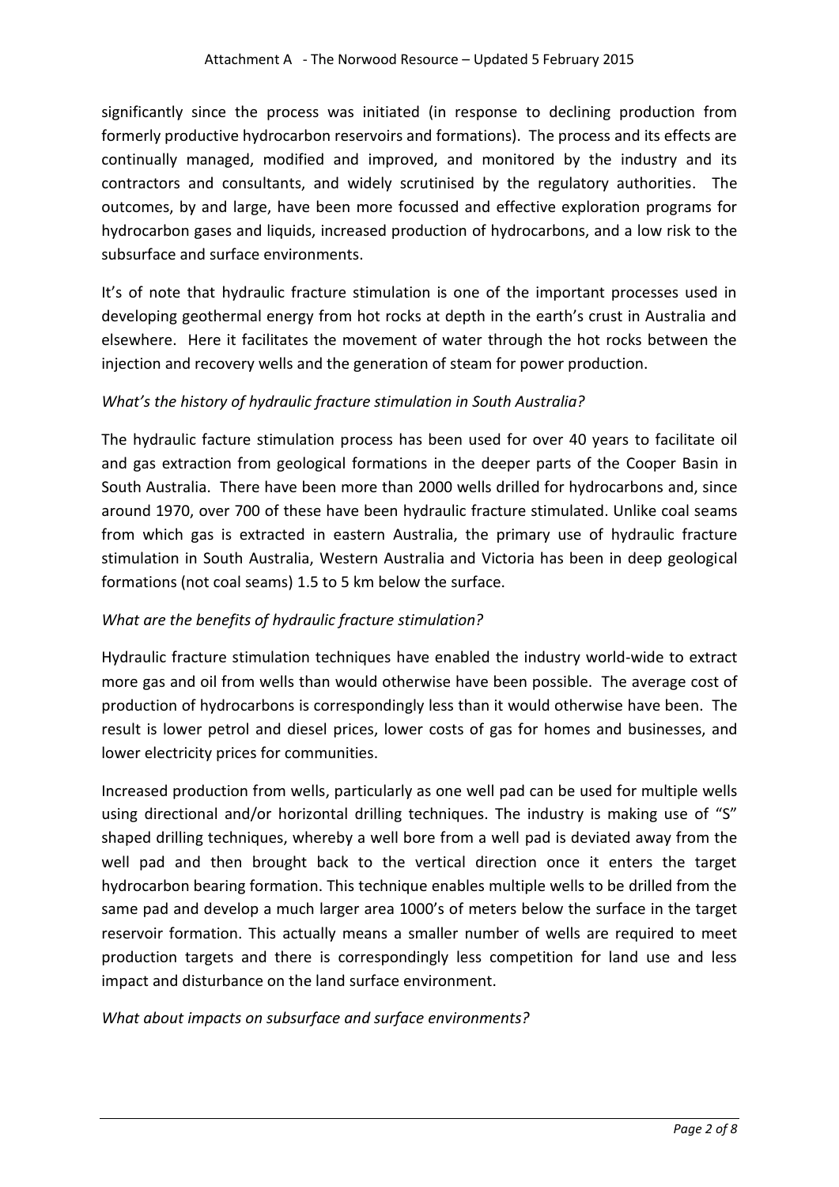significantly since the process was initiated (in response to declining production from formerly productive hydrocarbon reservoirs and formations). The process and its effects are continually managed, modified and improved, and monitored by the industry and its contractors and consultants, and widely scrutinised by the regulatory authorities. The outcomes, by and large, have been more focussed and effective exploration programs for hydrocarbon gases and liquids, increased production of hydrocarbons, and a low risk to the subsurface and surface environments.

It's of note that hydraulic fracture stimulation is one of the important processes used in developing geothermal energy from hot rocks at depth in the earth's crust in Australia and elsewhere. Here it facilitates the movement of water through the hot rocks between the injection and recovery wells and the generation of steam for power production.

*What's the history of hydraulic fracture stimulation in South Australia?*

The hydraulic facture stimulation process has been used for over 40 years to facilitate oil and gas extraction from geological formations in the deeper parts of the Cooper Basin in South Australia. There have been more than 2000 wells drilled for hydrocarbons and, since around 1970, over 700 of these have been hydraulic fracture stimulated. Unlike coal seams from which gas is extracted in eastern Australia, the primary use of hydraulic fracture stimulation in South Australia, Western Australia and Victoria has been in deep geological formations (not coal seams) 1.5 to 5 km below the surface.

*What are the benefits of hydraulic fracture stimulation?*

Hydraulic fracture stimulation techniques have enabled the industry world-wide to extract more gas and oil from wells than would otherwise have been possible. The average cost of production of hydrocarbons is correspondingly less than it would otherwise have been. The result is lower petrol and diesel prices, lower costs of gas for homes and businesses, and lower electricity prices for communities.

Increased production from wells, particularly as one well pad can be used for multiple wells using directional and/or horizontal drilling techniques. The industry is making use of "S" shaped drilling techniques, whereby a well bore from a well pad is deviated away from the well pad and then brought back to the vertical direction once it enters the target hydrocarbon bearing formation. This technique enables multiple wells to be drilled from the same pad and develop a much larger area 1000's of meters below the surface in the target reservoir formation. This actually means a smaller number of wells are required to meet production targets and there is correspondingly less competition for land use and less impact and disturbance on the land surface environment.

*What about impacts on subsurface and surface environments?*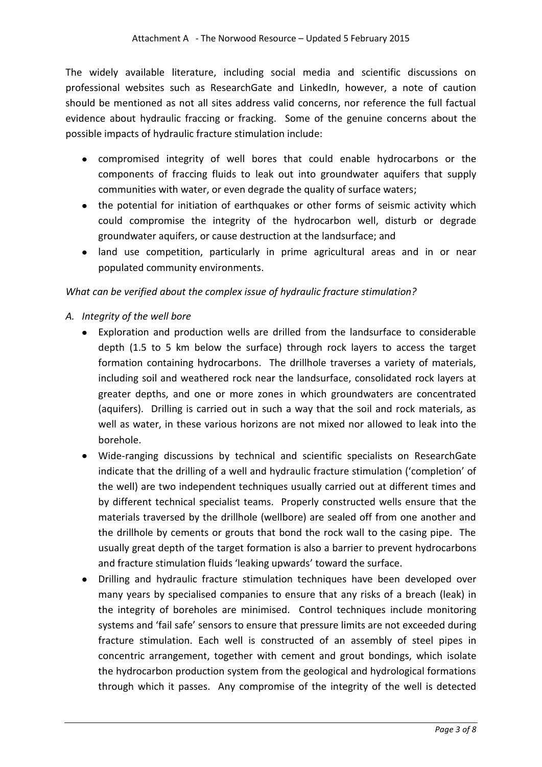The widely available literature, including social media and scientific discussions on professional websites such as ResearchGate and LinkedIn, however, a note of caution should be mentioned as not all sites address valid concerns, nor reference the full factual evidence about hydraulic fraccing or fracking. Some of the genuine concerns about the possible impacts of hydraulic fracture stimulation include:

- compromised integrity of well bores that could enable hydrocarbons or the components of fraccing fluids to leak out into groundwater aquifers that supply communities with water, or even degrade the quality of surface waters;
- the potential for initiation of earthquakes or other forms of seismic activity which could compromise the integrity of the hydrocarbon well, disturb or degrade groundwater aquifers, or cause destruction at the landsurface; and
- land use competition, particularly in prime agricultural areas and in or near populated community environments.

*What can be verified about the complex issue of hydraulic fracture stimulation?*

*A. Integrity of the well bore*

- Exploration and production wells are drilled from the landsurface to considerable depth (1.5 to 5 km below the surface) through rock layers to access the target formation containing hydrocarbons. The drillhole traverses a variety of materials, including soil and weathered rock near the landsurface, consolidated rock layers at greater depths, and one or more zones in which groundwaters are concentrated (aquifers). Drilling is carried out in such a way that the soil and rock materials, as well as water, in these various horizons are not mixed nor allowed to leak into the borehole.
- Wide-ranging discussions by technical and scientific specialists on ResearchGate indicate that the drilling of a well and hydraulic fracture stimulation ('completion' of the well) are two independent techniques usually carried out at different times and by different technical specialist teams. Properly constructed wells ensure that the materials traversed by the drillhole (wellbore) are sealed off from one another and the drillhole by cements or grouts that bond the rock wall to the casing pipe. The usually great depth of the target formation is also a barrier to prevent hydrocarbons and fracture stimulation fluids 'leaking upwards' toward the surface.
- Drilling and hydraulic fracture stimulation techniques have been developed over many years by specialised companies to ensure that any risks of a breach (leak) in the integrity of boreholes are minimised. Control techniques include monitoring systems and 'fail safe' sensors to ensure that pressure limits are not exceeded during fracture stimulation. Each well is constructed of an assembly of steel pipes in concentric arrangement, together with cement and grout bondings, which isolate the hydrocarbon production system from the geological and hydrological formations through which it passes. Any compromise of the integrity of the well is detected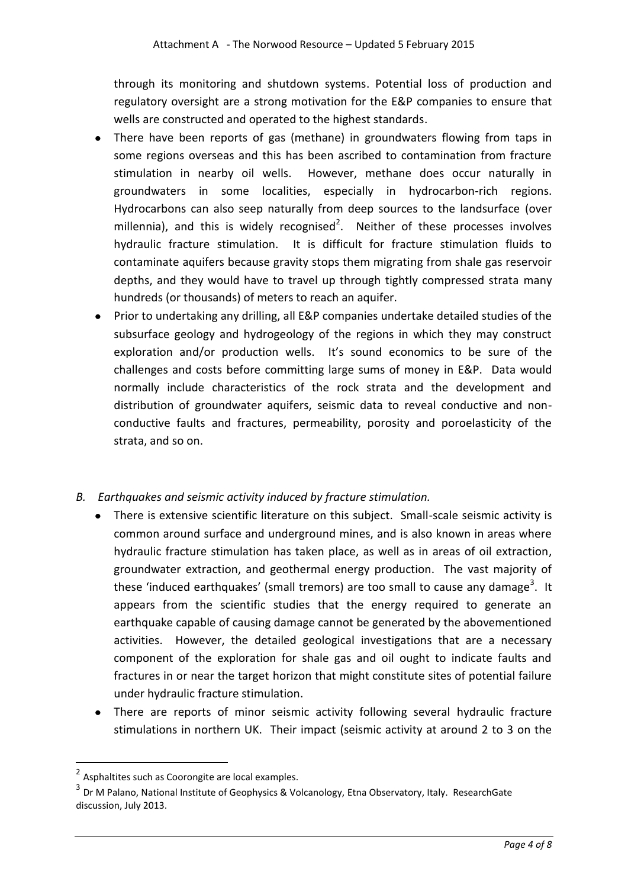through its monitoring and shutdown systems. Potential loss of production and regulatory oversight are a strong motivation for the E&P companies to ensure that wells are constructed and operated to the highest standards.

- There have been reports of gas (methane) in groundwaters flowing from taps in some regions overseas and this has been ascribed to contamination from fracture stimulation in nearby oil wells. However, methane does occur naturally in groundwaters in some localities, especially in hydrocarbon-rich regions. Hydrocarbons can also seep naturally from deep sources to the landsurface (over millennia), and this is widely recognised[2]. Neither of these processes involves hydraulic fracture stimulation. It is difficult for fracture stimulation fluids to contaminate aquifers because gravity stops them migrating from shale gas reservoir depths, and they would have to travel up through tightly compressed strata many hundreds (or thousands) of meters to reach an aquifer.
- Prior to undertaking any drilling, all E&P companies undertake detailed studies of the subsurface geology and hydrogeology of the regions in which they may construct exploration and/or production wells. It's sound economics to be sure of the challenges and costs before committing large sums of money in E&P. Data would normally include characteristics of the rock strata and the development and distribution of groundwater aquifers, seismic data to reveal conductive and non-conductive faults and fractures, permeability, porosity and poroelasticity of the strata, and so on.

*B. Earthquakes and seismic activity induced by fracture stimulation.*

- There is extensive scientific literature on this subject. Small-scale seismic activity is common around surface and underground mines, and is also known in areas where hydraulic fracture stimulation has taken place, as well as in areas of oil extraction, groundwater extraction, and geothermal energy production. The vast majority of these 'induced earthquakes' (small tremors) are too small to cause any damage[3]. It appears from the scientific studies that the energy required to generate an earthquake capable of causing damage cannot be generated by the abovementioned activities. However, the detailed geological investigations that are a necessary component of the exploration for shale gas and oil ought to indicate faults and fractures in or near the target horizon that might constitute sites of potential failure under hydraulic fracture stimulation.
- There are reports of minor seismic activity following several hydraulic fracture stimulations in northern UK. Their impact (seismic activity at around 2 to 3 on the

---

[2] Asphaltites such as Coorongite are local examples.

[3] Dr M Palano, National Institute of Geophysics & Volcanology, Etna Observatory, Italy. ResearchGate discussion, July 2013.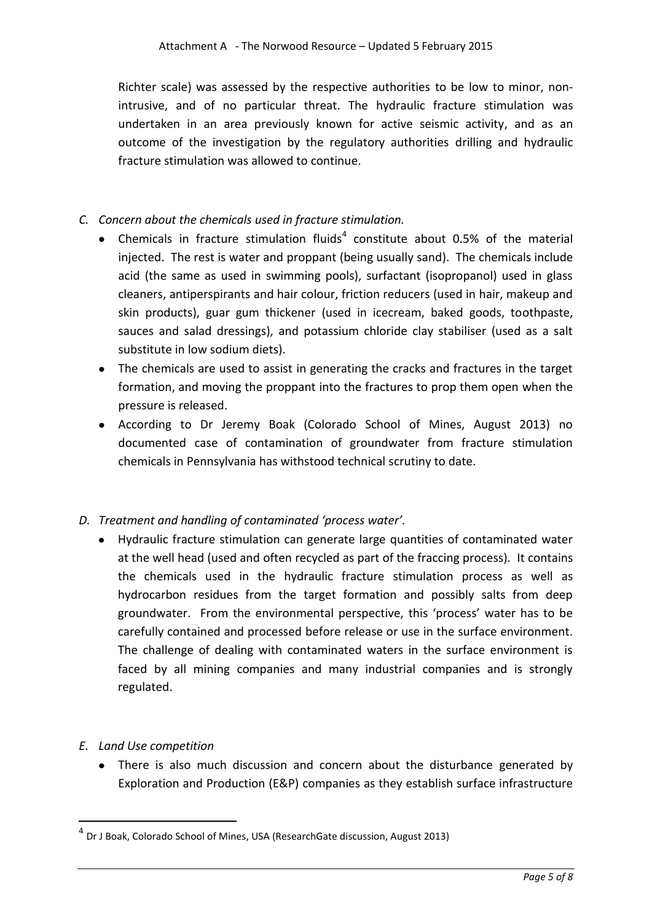Richter scale) was assessed by the respective authorities to be low to minor, non-intrusive, and of no particular threat. The hydraulic fracture stimulation was undertaken in an area previously known for active seismic activity, and as an outcome of the investigation by the regulatory authorities drilling and hydraulic fracture stimulation was allowed to continue.

*C. Concern about the chemicals used in fracture stimulation.*

- Chemicals in fracture stimulation fluids[4] constitute about 0.5% of the material injected. The rest is water and proppant (being usually sand). The chemicals include acid (the same as used in swimming pools), surfactant (isopropanol) used in glass cleaners, antiperspirants and hair colour, friction reducers (used in hair, makeup and skin products), guar gum thickener (used in icecream, baked goods, toothpaste, sauces and salad dressings), and potassium chloride clay stabiliser (used as a salt substitute in low sodium diets).
- The chemicals are used to assist in generating the cracks and fractures in the target formation, and moving the proppant into the fractures to prop them open when the pressure is released.
- According to Dr Jeremy Boak (Colorado School of Mines, August 2013) no documented case of contamination of groundwater from fracture stimulation chemicals in Pennsylvania has withstood technical scrutiny to date.

*D. Treatment and handling of contaminated 'process water'.*

- Hydraulic fracture stimulation can generate large quantities of contaminated water at the well head (used and often recycled as part of the fraccing process). It contains the chemicals used in the hydraulic fracture stimulation process as well as hydrocarbon residues from the target formation and possibly salts from deep groundwater. From the environmental perspective, this 'process' water has to be carefully contained and processed before release or use in the surface environment. The challenge of dealing with contaminated waters in the surface environment is faced by all mining companies and many industrial companies and is strongly regulated.

*E. Land Use competition*

- There is also much discussion and concern about the disturbance generated by Exploration and Production (E&P) companies as they establish surface infrastructure

---

[4] Dr J Boak, Colorado School of Mines, USA (ResearchGate discussion, August 2013)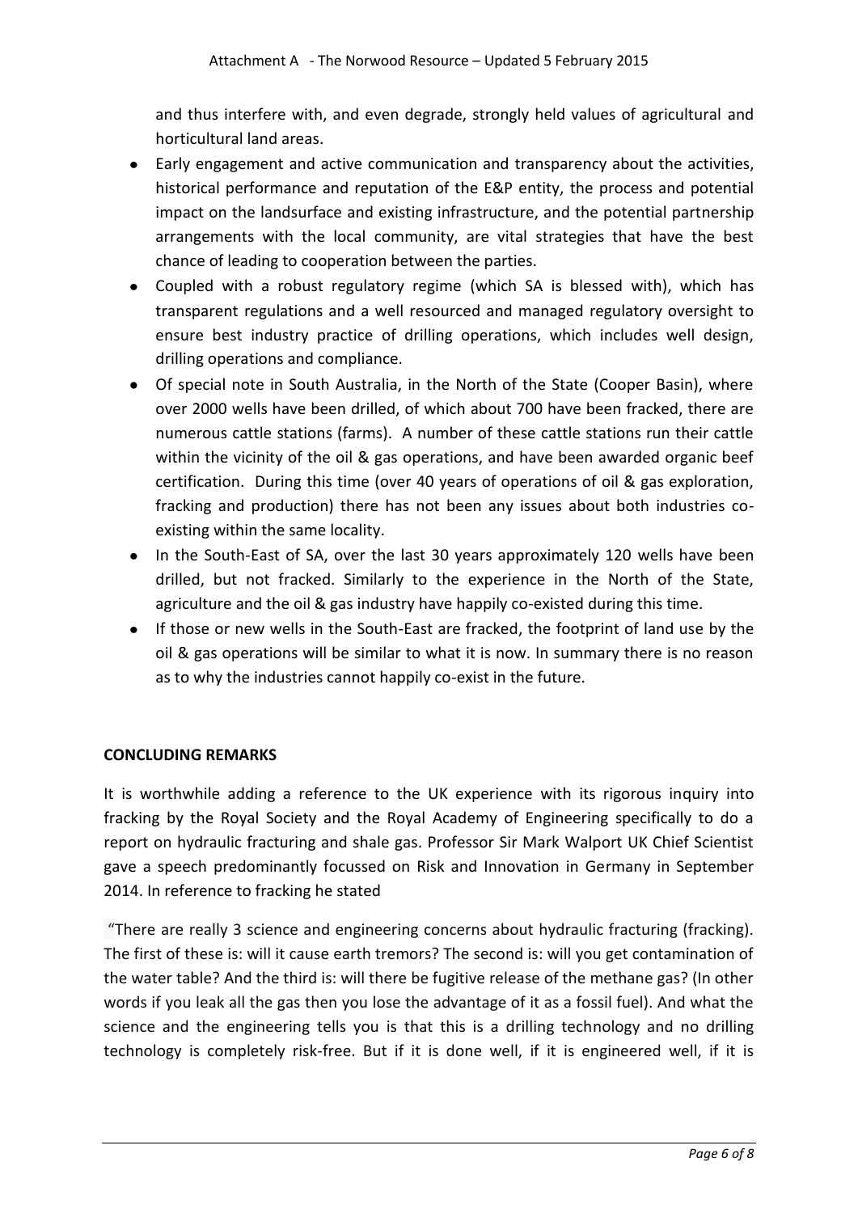and thus interfere with, and even degrade, strongly held values of agricultural and horticultural land areas.

- Early engagement and active communication and transparency about the activities, historical performance and reputation of the E&P entity, the process and potential impact on the landsurface and existing infrastructure, and the potential partnership arrangements with the local community, are vital strategies that have the best chance of leading to cooperation between the parties.
- Coupled with a robust regulatory regime (which SA is blessed with), which has transparent regulations and a well resourced and managed regulatory oversight to ensure best industry practice of drilling operations, which includes well design, drilling operations and compliance.
- Of special note in South Australia, in the North of the State (Cooper Basin), where over 2000 wells have been drilled, of which about 700 have been fracked, there are numerous cattle stations (farms). A number of these cattle stations run their cattle within the vicinity of the oil & gas operations, and have been awarded organic beef certification. During this time (over 40 years of operations of oil & gas exploration, fracking and production) there has not been any issues about both industries co-existing within the same locality.
- In the South-East of SA, over the last 30 years approximately 120 wells have been drilled, but not fracked. Similarly to the experience in the North of the State, agriculture and the oil & gas industry have happily co-existed during this time.
- If those or new wells in the South-East are fracked, the footprint of land use by the oil & gas operations will be similar to what it is now. In summary there is no reason as to why the industries cannot happily co-exist in the future.

**CONCLUDING REMARKS**

It is worthwhile adding a reference to the UK experience with its rigorous inquiry into fracking by the Royal Society and the Royal Academy of Engineering specifically to do a report on hydraulic fracturing and shale gas. Professor Sir Mark Walport UK Chief Scientist gave a speech predominantly focussed on Risk and Innovation in Germany in September 2014. In reference to fracking he stated

"There are really 3 science and engineering concerns about hydraulic fracturing (fracking). The first of these is: will it cause earth tremors? The second is: will you get contamination of the water table? And the third is: will there be fugitive release of the methane gas? (In other words if you leak all the gas then you lose the advantage of it as a fossil fuel). And what the science and the engineering tells you is that this is a drilling technology and no drilling technology is completely risk-free. But if it is done well, if it is engineered well, if it is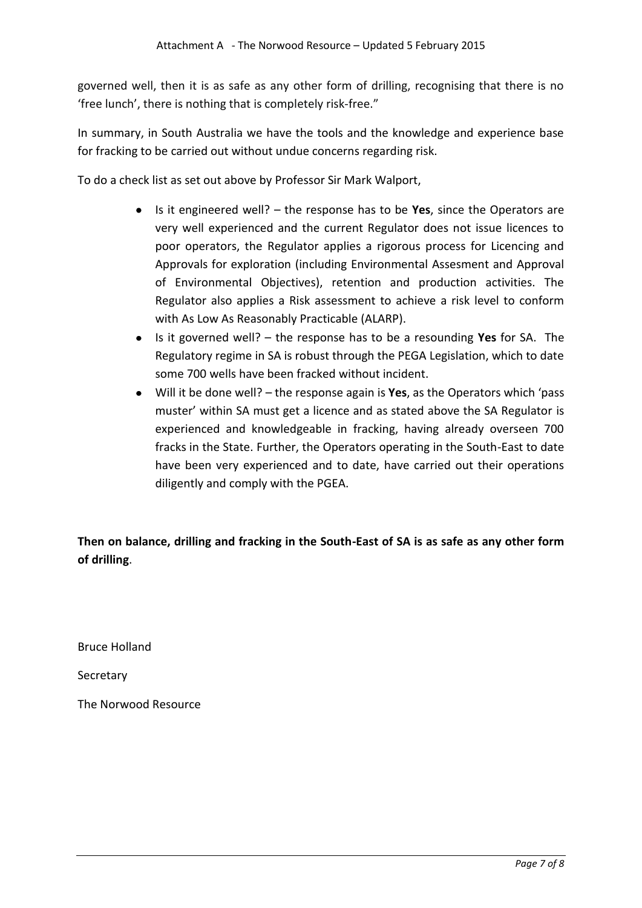governed well, then it is as safe as any other form of drilling, recognising that there is no 'free lunch', there is nothing that is completely risk-free."

In summary, in South Australia we have the tools and the knowledge and experience base for fracking to be carried out without undue concerns regarding risk.

To do a check list as set out above by Professor Sir Mark Walport,

- Is it engineered well? – the response has to be **Yes**, since the Operators are very well experienced and the current Regulator does not issue licences to poor operators, the Regulator applies a rigorous process for Licencing and Approvals for exploration (including Environmental Assesment and Approval of Environmental Objectives), retention and production activities. The Regulator also applies a Risk assessment to achieve a risk level to conform with As Low As Reasonably Practicable (ALARP).
- Is it governed well? – the response has to be a resounding **Yes** for SA. The Regulatory regime in SA is robust through the PEGA Legislation, which to date some 700 wells have been fracked without incident.
- Will it be done well? – the response again is **Yes**, as the Operators which 'pass muster' within SA must get a licence and as stated above the SA Regulator is experienced and knowledgeable in fracking, having already overseen 700 fracks in the State. Further, the Operators operating in the South-East to date have been very experienced and to date, have carried out their operations diligently and comply with the PGEA.

**Then on balance, drilling and fracking in the South-East of SA is as safe as any other form of drilling**.

Bruce Holland

Secretary

The Norwood Resource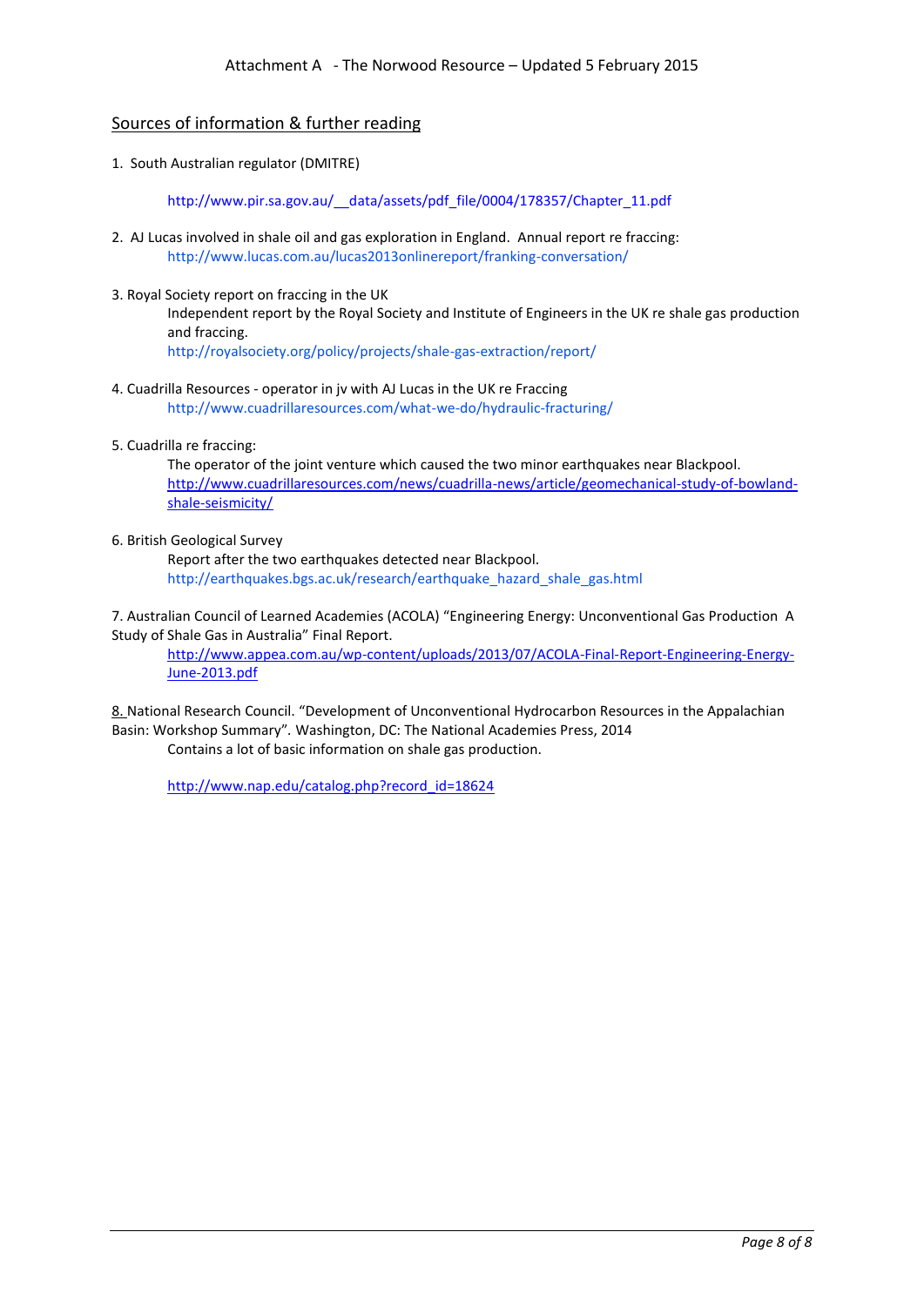## Sources of information & further reading

1. South Australian regulator (DMITRE)

   http://www.pir.sa.gov.au/__data/assets/pdf_file/0004/178357/Chapter_11.pdf

2. AJ Lucas involved in shale oil and gas exploration in England. Annual report re fraccing:
   http://www.lucas.com.au/lucas2013onlinereport/franking-conversation/

3. Royal Society report on fraccing in the UK
   Independent report by the Royal Society and Institute of Engineers in the UK re shale gas production and fraccing.
   http://royalsociety.org/policy/projects/shale-gas-extraction/report/

4. Cuadrilla Resources - operator in jv with AJ Lucas in the UK re Fraccing
   http://www.cuadrillaresources.com/what-we-do/hydraulic-fracturing/

5. Cuadrilla re fraccing:
   The operator of the joint venture which caused the two minor earthquakes near Blackpool.
   http://www.cuadrillaresources.com/news/cuadrilla-news/article/geomechanical-study-of-bowland-shale-seismicity/

6. British Geological Survey
   Report after the two earthquakes detected near Blackpool.
   http://earthquakes.bgs.ac.uk/research/earthquake_hazard_shale_gas.html

7. Australian Council of Learned Academies (ACOLA) "Engineering Energy: Unconventional Gas Production A Study of Shale Gas in Australia" Final Report.
   http://www.appea.com.au/wp-content/uploads/2013/07/ACOLA-Final-Report-Engineering-Energy-June-2013.pdf

8. National Research Council. "Development of Unconventional Hydrocarbon Resources in the Appalachian Basin: Workshop Summary". Washington, DC: The National Academies Press, 2014
   Contains a lot of basic information on shale gas production.

   http://www.nap.edu/catalog.php?record_id=18624